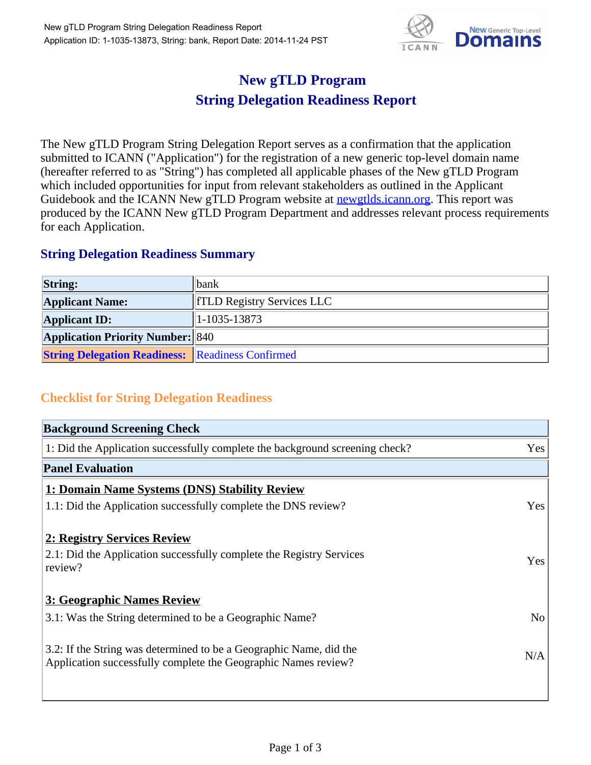# New gTLD Program
# String Delegation Readiness Report

The New gTLD Program String Delegation Report serves as a confirmation that the application submitted to ICANN ("Application") for the registration of a new generic top-level domain name (hereafter referred to as "String") has completed all applicable phases of the New gTLD Program which included opportunities for input from relevant stakeholders as outlined in the Applicant Guidebook and the ICANN New gTLD Program website at [newgtlds.icann.org](newgtlds.icann.org). This report was produced by the ICANN New gTLD Program Department and addresses relevant process requirements for each Application.

## String Delegation Readiness Summary

| | |
|---|---|
| **String:** | bank |
| **Applicant Name:** | fTLD Registry Services LLC |
| **Applicant ID:** | 1-1035-13873 |
| **Application Priority Number:** | 840 |
| **String Delegation Readiness:** | Readiness Confirmed |

## Checklist for String Delegation Readiness

| **Background Screening Check** | |
|---|---|
| 1: Did the Application successfully complete the background screening check? | Yes |
| **Panel Evaluation** | |
| **1: Domain Name Systems (DNS) Stability Review** | |
| 1.1: Did the Application successfully complete the DNS review? | Yes |
| **2: Registry Services Review** | |
| 2.1: Did the Application successfully complete the Registry Services review? | Yes |
| **3: Geographic Names Review** | |
| 3.1: Was the String determined to be a Geographic Name? | No |
| 3.2: If the String was determined to be a Geographic Name, did the Application successfully complete the Geographic Names review? | N/A |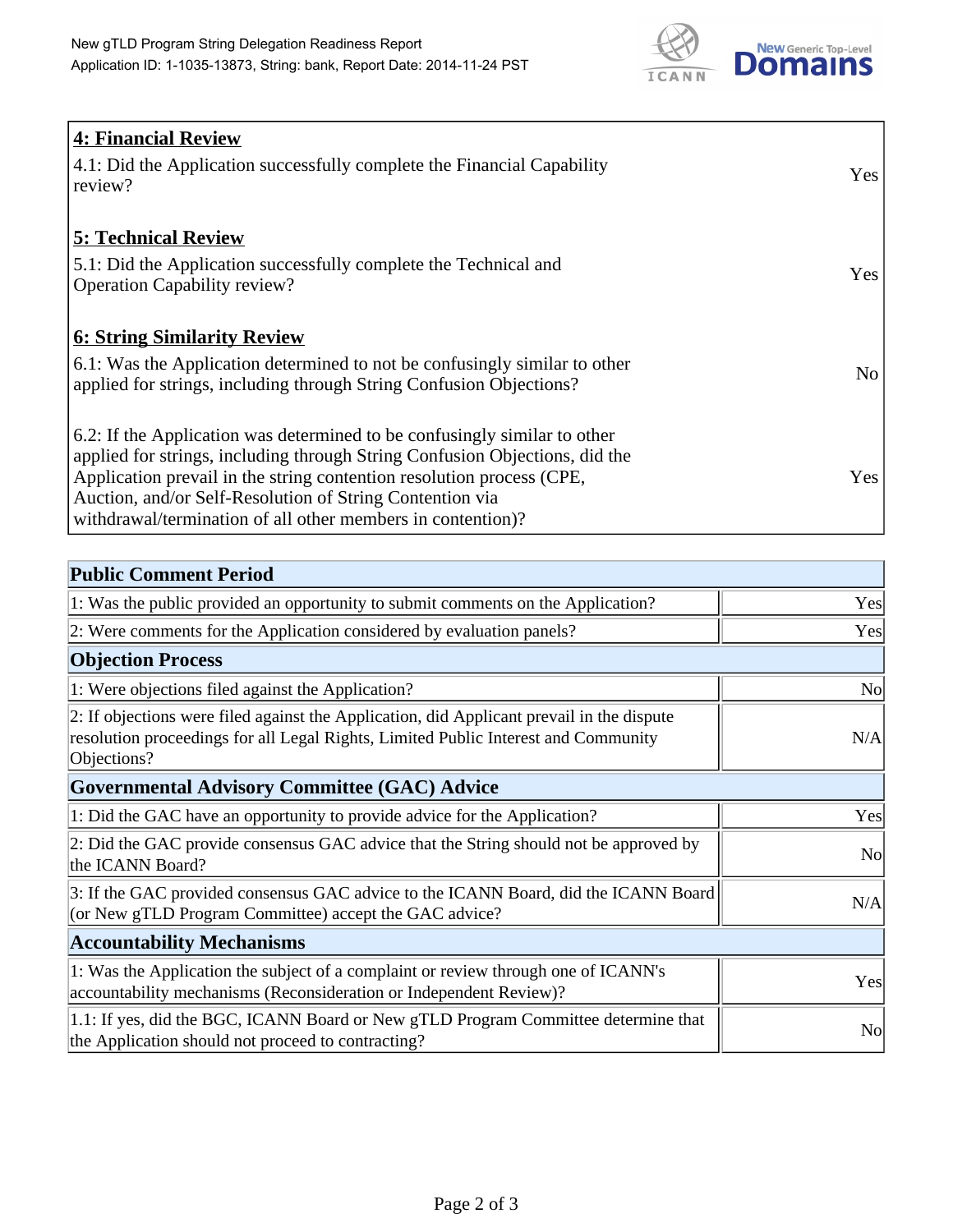| 4: Financial Review | |
|---|---|
| 4.1: Did the Application successfully complete the Financial Capability review? | Yes |
| **5: Technical Review** | |
| 5.1: Did the Application successfully complete the Technical and Operation Capability review? | Yes |
| **6: String Similarity Review** | |
| 6.1: Was the Application determined to not be confusingly similar to other applied for strings, including through String Confusion Objections? | No |
| 6.2: If the Application was determined to be confusingly similar to other applied for strings, including through String Confusion Objections, did the Application prevail in the string contention resolution process (CPE, Auction, and/or Self-Resolution of String Contention via withdrawal/termination of all other members in contention)? | Yes |

| Public Comment Period | |
|---|---|
| 1: Was the public provided an opportunity to submit comments on the Application? | Yes |
| 2: Were comments for the Application considered by evaluation panels? | Yes |
| **Objection Process** | |
| 1: Were objections filed against the Application? | No |
| 2: If objections were filed against the Application, did Applicant prevail in the dispute resolution proceedings for all Legal Rights, Limited Public Interest and Community Objections? | N/A |
| **Governmental Advisory Committee (GAC) Advice** | |
| 1: Did the GAC have an opportunity to provide advice for the Application? | Yes |
| 2: Did the GAC provide consensus GAC advice that the String should not be approved by the ICANN Board? | No |
| 3: If the GAC provided consensus GAC advice to the ICANN Board, did the ICANN Board (or New gTLD Program Committee) accept the GAC advice? | N/A |
| **Accountability Mechanisms** | |
| 1: Was the Application the subject of a complaint or review through one of ICANN's accountability mechanisms (Reconsideration or Independent Review)? | Yes |
| 1.1: If yes, did the BGC, ICANN Board or New gTLD Program Committee determine that the Application should not proceed to contracting? | No |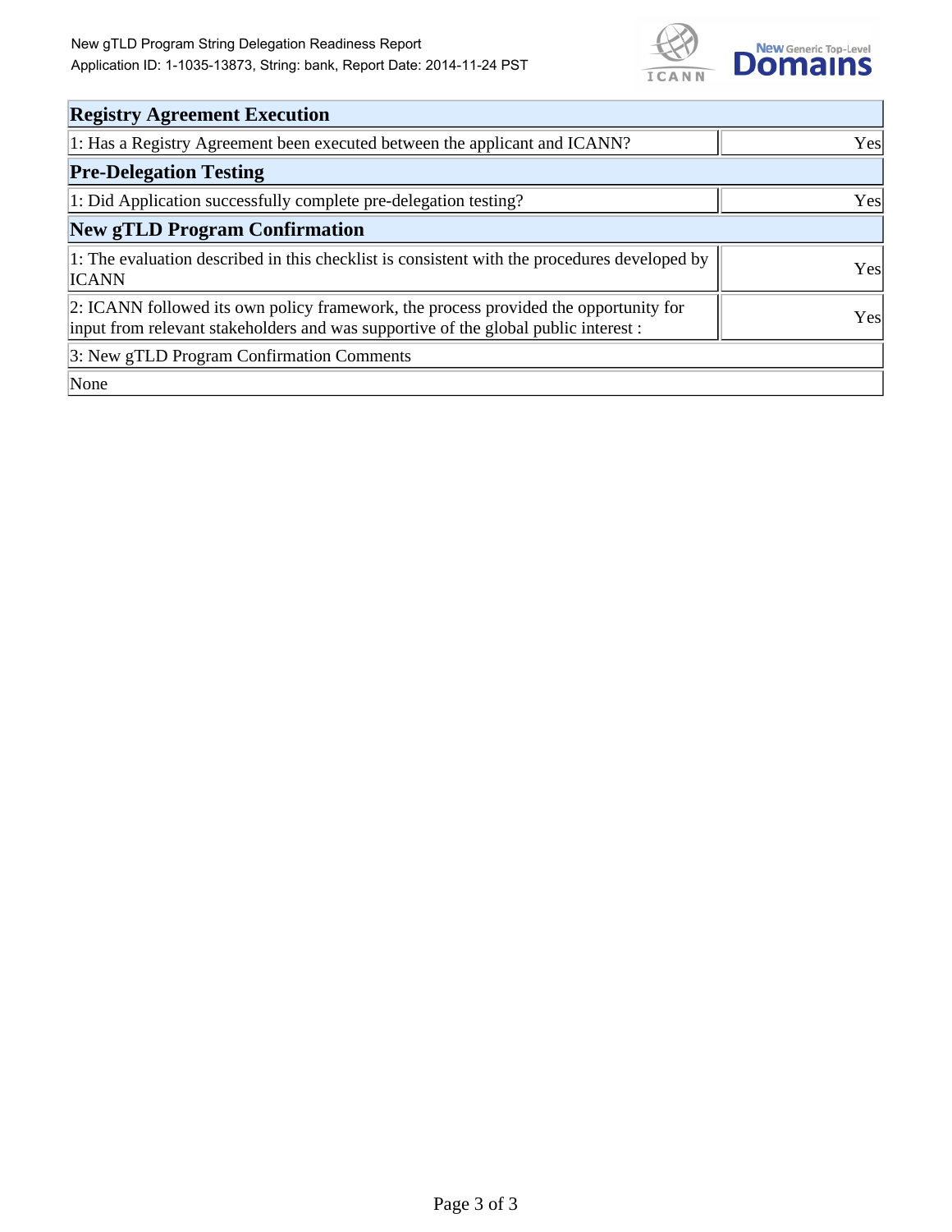## Registry Agreement Execution

| | |
|---|---|
| 1: Has a Registry Agreement been executed between the applicant and ICANN? | Yes |

## Pre-Delegation Testing

| | |
|---|---|
| 1: Did Application successfully complete pre-delegation testing? | Yes |

## New gTLD Program Confirmation

| | |
|---|---|
| 1: The evaluation described in this checklist is consistent with the procedures developed by ICANN | Yes |
| 2: ICANN followed its own policy framework, the process provided the opportunity for input from relevant stakeholders and was supportive of the global public interest : | Yes |

3: New gTLD Program Confirmation Comments

None